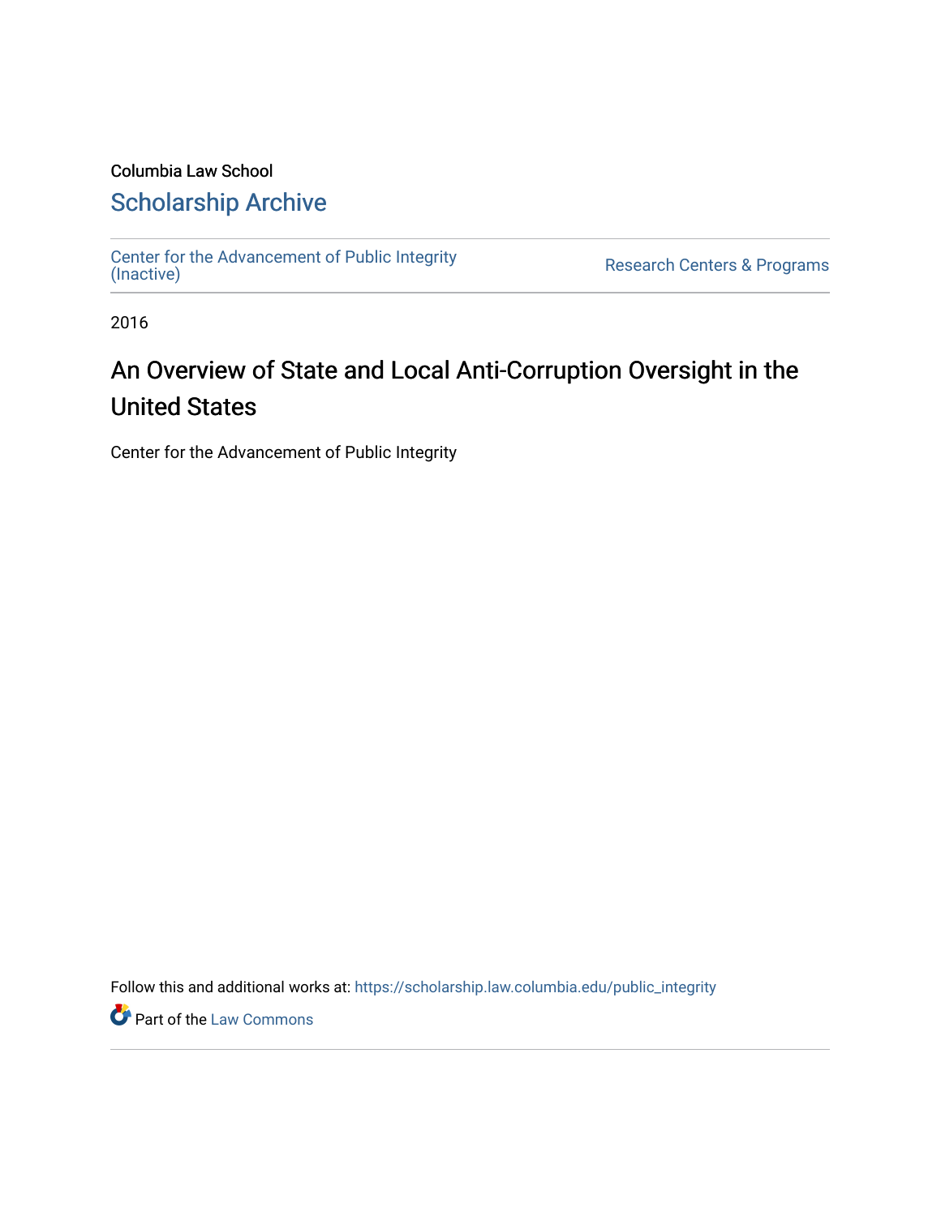Columbia Law School

## Scholarship Archive

Center for the Advancement of Public Integrity (Inactive)

Research Centers & Programs

2016

# An Overview of State and Local Anti-Corruption Oversight in the United States

Center for the Advancement of Public Integrity

Follow this and additional works at: https://scholarship.law.columbia.edu/public_integrity

Part of the Law Commons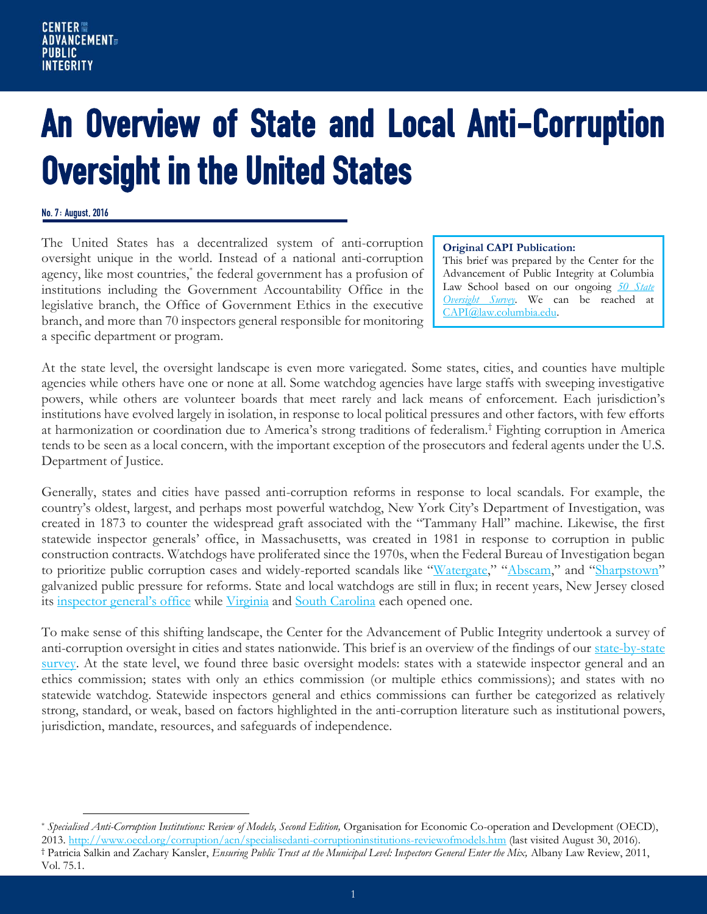**CENTER FOR THE ADVANCEMENT OF PUBLIC INTEGRITY**

# An Overview of State and Local Anti-Corruption Oversight in the United States

**No. 7: August, 2016**

> **Original CAPI Publication:**
> This brief was prepared by the Center for the Advancement of Public Integrity at Columbia Law School based on our ongoing *[50 State Oversight Survey](#)*. We can be reached at [CAPI@law.columbia.edu](mailto:CAPI@law.columbia.edu).

The United States has a decentralized system of anti-corruption oversight unique in the world. Instead of a national anti-corruption agency, like most countries,[*] the federal government has a profusion of institutions including the Government Accountability Office in the legislative branch, the Office of Government Ethics in the executive branch, and more than 70 inspectors general responsible for monitoring a specific department or program.

At the state level, the oversight landscape is even more variegated. Some states, cities, and counties have multiple agencies while others have one or none at all. Some watchdog agencies have large staffs with sweeping investigative powers, while others are volunteer boards that meet rarely and lack means of enforcement. Each jurisdiction's institutions have evolved largely in isolation, in response to local political pressures and other factors, with few efforts at harmonization or coordination due to America's strong traditions of federalism.[†] Fighting corruption in America tends to be seen as a local concern, with the important exception of the prosecutors and federal agents under the U.S. Department of Justice.

Generally, states and cities have passed anti-corruption reforms in response to local scandals. For example, the country's oldest, largest, and perhaps most powerful watchdog, New York City's Department of Investigation, was created in 1873 to counter the widespread graft associated with the "Tammany Hall" machine. Likewise, the first statewide inspector generals' office, in Massachusetts, was created in 1981 in response to corruption in public construction contracts. Watchdogs have proliferated since the 1970s, when the Federal Bureau of Investigation began to prioritize public corruption cases and widely-reported scandals like "[Watergate](#)," "[Abscam](#)," and "[Sharpstown](#)" galvanized public pressure for reforms. State and local watchdogs are still in flux; in recent years, New Jersey closed its [inspector general's office](#) while [Virginia](#) and [South Carolina](#) each opened one.

To make sense of this shifting landscape, the Center for the Advancement of Public Integrity undertook a survey of anti-corruption oversight in cities and states nationwide. This brief is an overview of the findings of our [state-by-state survey](#). At the state level, we found three basic oversight models: states with a statewide inspector general and an ethics commission; states with only an ethics commission (or multiple ethics commissions); and states with no statewide watchdog. Statewide inspectors general and ethics commissions can further be categorized as relatively strong, standard, or weak, based on factors highlighted in the anti-corruption literature such as institutional powers, jurisdiction, mandate, resources, and safeguards of independence.

---

[*] *Specialised Anti-Corruption Institutions: Review of Models, Second Edition,* Organisation for Economic Co-operation and Development (OECD), 2013. http://www.oecd.org/corruption/acn/specialisedanti-corruptioninstitutions-reviewofmodels.htm (last visited August 30, 2016).

[†] Patricia Salkin and Zachary Kansler, *Ensuring Public Trust at the Municipal Level: Inspectors General Enter the Mix,* Albany Law Review, 2011, Vol. 75.1.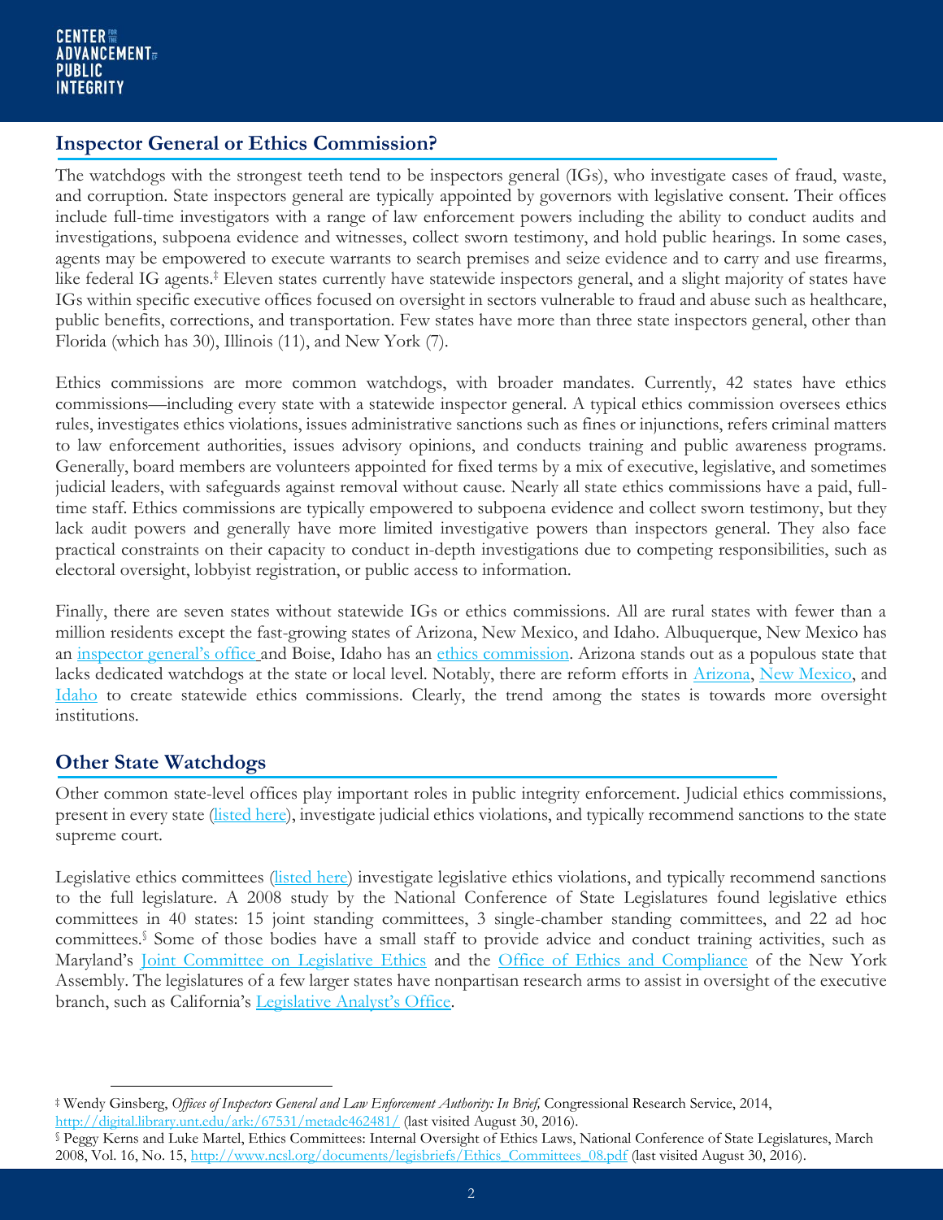## Inspector General or Ethics Commission?

The watchdogs with the strongest teeth tend to be inspectors general (IGs), who investigate cases of fraud, waste, and corruption. State inspectors general are typically appointed by governors with legislative consent. Their offices include full-time investigators with a range of law enforcement powers including the ability to conduct audits and investigations, subpoena evidence and witnesses, collect sworn testimony, and hold public hearings. In some cases, agents may be empowered to execute warrants to search premises and seize evidence and to carry and use firearms, like federal IG agents.[‡] Eleven states currently have statewide inspectors general, and a slight majority of states have IGs within specific executive offices focused on oversight in sectors vulnerable to fraud and abuse such as healthcare, public benefits, corrections, and transportation. Few states have more than three state inspectors general, other than Florida (which has 30), Illinois (11), and New York (7).

Ethics commissions are more common watchdogs, with broader mandates. Currently, 42 states have ethics commissions—including every state with a statewide inspector general. A typical ethics commission oversees ethics rules, investigates ethics violations, issues administrative sanctions such as fines or injunctions, refers criminal matters to law enforcement authorities, issues advisory opinions, and conducts training and public awareness programs. Generally, board members are volunteers appointed for fixed terms by a mix of executive, legislative, and sometimes judicial leaders, with safeguards against removal without cause. Nearly all state ethics commissions have a paid, full-time staff. Ethics commissions are typically empowered to subpoena evidence and collect sworn testimony, but they lack audit powers and generally have more limited investigative powers than inspectors general. They also face practical constraints on their capacity to conduct in-depth investigations due to competing responsibilities, such as electoral oversight, lobbyist registration, or public access to information.

Finally, there are seven states without statewide IGs or ethics commissions. All are rural states with fewer than a million residents except the fast-growing states of Arizona, New Mexico, and Idaho. Albuquerque, New Mexico has an inspector general's office and Boise, Idaho has an ethics commission. Arizona stands out as a populous state that lacks dedicated watchdogs at the state or local level. Notably, there are reform efforts in Arizona, New Mexico, and Idaho to create statewide ethics commissions. Clearly, the trend among the states is towards more oversight institutions.

## Other State Watchdogs

Other common state-level offices play important roles in public integrity enforcement. Judicial ethics commissions, present in every state (listed here), investigate judicial ethics violations, and typically recommend sanctions to the state supreme court.

Legislative ethics committees (listed here) investigate legislative ethics violations, and typically recommend sanctions to the full legislature. A 2008 study by the National Conference of State Legislatures found legislative ethics committees in 40 states: 15 joint standing committees, 3 single-chamber standing committees, and 22 ad hoc committees.[§] Some of those bodies have a small staff to provide advice and conduct training activities, such as Maryland's Joint Committee on Legislative Ethics and the Office of Ethics and Compliance of the New York Assembly. The legislatures of a few larger states have nonpartisan research arms to assist in oversight of the executive branch, such as California's Legislative Analyst's Office.

---

[‡] Wendy Ginsberg, *Offices of Inspectors General and Law Enforcement Authority: In Brief,* Congressional Research Service, 2014, http://digital.library.unt.edu/ark:/67531/metadc462481/ (last visited August 30, 2016).

[§] Peggy Kerns and Luke Martel, Ethics Committees: Internal Oversight of Ethics Laws, National Conference of State Legislatures, March 2008, Vol. 16, No. 15, http://www.ncsl.org/documents/legisbriefs/Ethics_Committees_08.pdf (last visited August 30, 2016).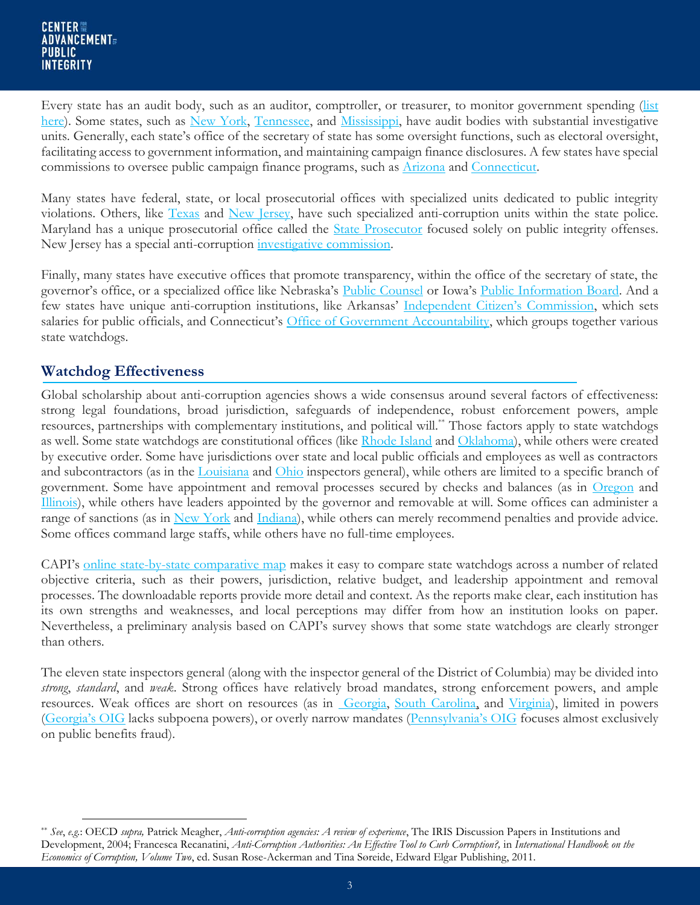Every state has an audit body, such as an auditor, comptroller, or treasurer, to monitor government spending (list here). Some states, such as New York, Tennessee, and Mississippi, have audit bodies with substantial investigative units. Generally, each state's office of the secretary of state has some oversight functions, such as electoral oversight, facilitating access to government information, and maintaining campaign finance disclosures. A few states have special commissions to oversee public campaign finance programs, such as Arizona and Connecticut.

Many states have federal, state, or local prosecutorial offices with specialized units dedicated to public integrity violations. Others, like Texas and New Jersey, have such specialized anti-corruption units within the state police. Maryland has a unique prosecutorial office called the State Prosecutor focused solely on public integrity offenses. New Jersey has a special anti-corruption investigative commission.

Finally, many states have executive offices that promote transparency, within the office of the secretary of state, the governor's office, or a specialized office like Nebraska's Public Counsel or Iowa's Public Information Board. And a few states have unique anti-corruption institutions, like Arkansas' Independent Citizen's Commission, which sets salaries for public officials, and Connecticut's Office of Government Accountability, which groups together various state watchdogs.

## Watchdog Effectiveness

Global scholarship about anti-corruption agencies shows a wide consensus around several factors of effectiveness: strong legal foundations, broad jurisdiction, safeguards of independence, robust enforcement powers, ample resources, partnerships with complementary institutions, and political will.[**] Those factors apply to state watchdogs as well. Some state watchdogs are constitutional offices (like Rhode Island and Oklahoma), while others were created by executive order. Some have jurisdictions over state and local public officials and employees as well as contractors and subcontractors (as in the Louisiana and Ohio inspectors general), while others are limited to a specific branch of government. Some have appointment and removal processes secured by checks and balances (as in Oregon and Illinois), while others have leaders appointed by the governor and removable at will. Some offices can administer a range of sanctions (as in New York and Indiana), while others can merely recommend penalties and provide advice. Some offices command large staffs, while others have no full-time employees.

CAPI's online state-by-state comparative map makes it easy to compare state watchdogs across a number of related objective criteria, such as their powers, jurisdiction, relative budget, and leadership appointment and removal processes. The downloadable reports provide more detail and context. As the reports make clear, each institution has its own strengths and weaknesses, and local perceptions may differ from how an institution looks on paper. Nevertheless, a preliminary analysis based on CAPI's survey shows that some state watchdogs are clearly stronger than others.

The eleven state inspectors general (along with the inspector general of the District of Columbia) may be divided into *strong*, *standard*, and *weak*. Strong offices have relatively broad mandates, strong enforcement powers, and ample resources. Weak offices are short on resources (as in Georgia, South Carolina, and Virginia), limited in powers (Georgia's OIG lacks subpoena powers), or overly narrow mandates (Pennsylvania's OIG focuses almost exclusively on public benefits fraud).

---

[**] *See*, *e.g.*: OECD *supra,* Patrick Meagher, *Anti-corruption agencies: A review of experience*, The IRIS Discussion Papers in Institutions and Development, 2004; Francesca Recanatini, *Anti-Corruption Authorities: An Effective Tool to Curb Corruption?,* in *International Handbook on the Economics of Corruption, Volume Two*, ed. Susan Rose-Ackerman and Tina Søreide, Edward Elgar Publishing, 2011.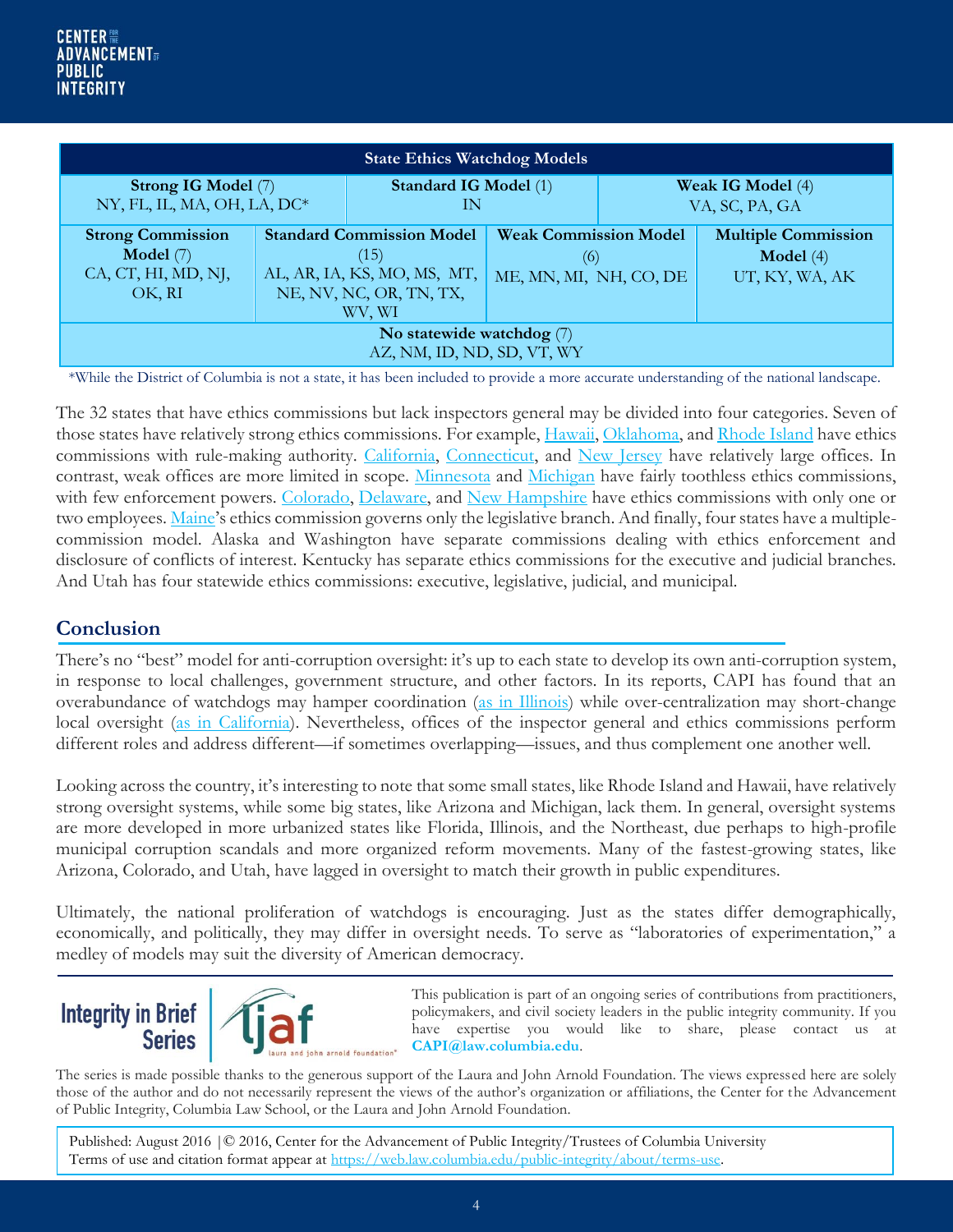| State Ethics Watchdog Models | | | | |
|---|---|---|---|---|
| **Strong IG Model** (7)<br>NY, FL, IL, MA, OH, LA, DC* | | **Standard IG Model** (1)<br>IN | **Weak IG Model** (4)<br>VA, SC, PA, GA | |
| **Strong Commission Model** (7)<br>CA, CT, HI, MD, NJ, OK, RI | **Standard Commission Model** (15)<br>AL, AR, IA, KS, MO, MS, MT, NE, NV, NC, OR, TN, TX, WV, WI | | **Weak Commission Model** (6)<br>ME, MN, MI, NH, CO, DE | **Multiple Commission Model** (4)<br>UT, KY, WA, AK |
| **No statewide watchdog** (7)<br>AZ, NM, ID, ND, SD, VT, WY | | | | |

*While the District of Columbia is not a state, it has been included to provide a more accurate understanding of the national landscape.

The 32 states that have ethics commissions but lack inspectors general may be divided into four categories. Seven of those states have relatively strong ethics commissions. For example, Hawaii, Oklahoma, and Rhode Island have ethics commissions with rule-making authority. California, Connecticut, and New Jersey have relatively large offices. In contrast, weak offices are more limited in scope. Minnesota and Michigan have fairly toothless ethics commissions, with few enforcement powers. Colorado, Delaware, and New Hampshire have ethics commissions with only one or two employees. Maine's ethics commission governs only the legislative branch. And finally, four states have a multiple-commission model. Alaska and Washington have separate commissions dealing with ethics enforcement and disclosure of conflicts of interest. Kentucky has separate ethics commissions for the executive and judicial branches. And Utah has four statewide ethics commissions: executive, legislative, judicial, and municipal.

## Conclusion

There's no "best" model for anti-corruption oversight: it's up to each state to develop its own anti-corruption system, in response to local challenges, government structure, and other factors. In its reports, CAPI has found that an overabundance of watchdogs may hamper coordination (as in Illinois) while over-centralization may short-change local oversight (as in California). Nevertheless, offices of the inspector general and ethics commissions perform different roles and address different—if sometimes overlapping—issues, and thus complement one another well.

Looking across the country, it's interesting to note that some small states, like Rhode Island and Hawaii, have relatively strong oversight systems, while some big states, like Arizona and Michigan, lack them. In general, oversight systems are more developed in more urbanized states like Florida, Illinois, and the Northeast, due perhaps to high-profile municipal corruption scandals and more organized reform movements. Many of the fastest-growing states, like Arizona, Colorado, and Utah, have lagged in oversight to match their growth in public expenditures.

Ultimately, the national proliferation of watchdogs is encouraging. Just as the states differ demographically, economically, and politically, they may differ in oversight needs. To serve as "laboratories of experimentation," a medley of models may suit the diversity of American democracy.

**Integrity in Brief Series**

This publication is part of an ongoing series of contributions from practitioners, policymakers, and civil society leaders in the public integrity community. If you have expertise you would like to share, please contact us at **CAPI@law.columbia.edu**.

The series is made possible thanks to the generous support of the Laura and John Arnold Foundation. The views expressed here are solely those of the author and do not necessarily represent the views of the author's organization or affiliations, the Center for the Advancement of Public Integrity, Columbia Law School, or the Laura and John Arnold Foundation.

Published: August 2016 | © 2016, Center for the Advancement of Public Integrity/Trustees of Columbia University
Terms of use and citation format appear at https://web.law.columbia.edu/public-integrity/about/terms-use.